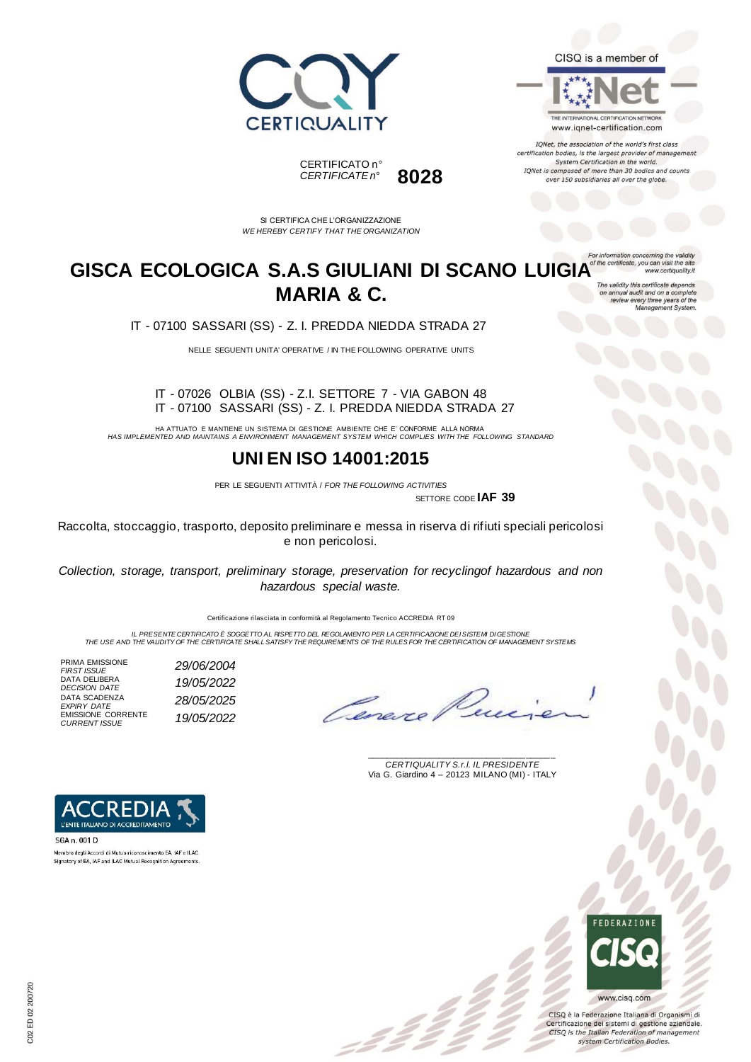CERTIQUALITY

CISQ is a member of

IQNet

THE INTERNATIONAL CERTIFICATION NETWORK
www.iqnet-certification.com

*IQNet, the association of the world's first class certification bodies, is the largest provider of management System Certification in the world. IQNet is composed of more than 30 bodies and counts over 150 subsidiaries all over the globe.*

CERTIFICATO n°
*CERTIFICATE n°* **8028**

SI CERTIFICA CHE L'ORGANIZZAZIONE
*WE HEREBY CERTIFY THAT THE ORGANIZATION*

*For information concerning the validity of the certificate, you can visit the site www.certiquality.it*

*The validity this certificate depends on annual audit and on a complete review every three years of the Management System.*

# GISCA ECOLOGICA S.A.S GIULIANI DI SCANO LUIGIA MARIA & C.

IT - 07100 SASSARI (SS) - Z. I. PREDDA NIEDDA STRADA 27

NELLE SEGUENTI UNITA' OPERATIVE / IN THE FOLLOWING OPERATIVE UNITS

IT - 07026 OLBIA (SS) - Z.I. SETTORE 7 - VIA GABON 48
IT - 07100 SASSARI (SS) - Z. I. PREDDA NIEDDA STRADA 27

HA ATTUATO E MANTIENE UN SISTEMA DI GESTIONE AMBIENTE CHE E' CONFORME ALLA NORMA
*HAS IMPLEMENTED AND MAINTAINS A ENVIRONMENT MANAGEMENT SYSTEM WHICH COMPLIES WITH THE FOLLOWING STANDARD*

# UNI EN ISO 14001:2015

PER LE SEGUENTI ATTIVITÀ / *FOR THE FOLLOWING ACTIVITIES*

SETTORE CODE **IAF 39**

Raccolta, stoccaggio, trasporto, deposito preliminare e messa in riserva di rifiuti speciali pericolosi e non pericolosi.

*Collection, storage, transport, preliminary storage, preservation for recyclingof hazardous and non hazardous special waste.*

Certificazione rilasciata in conformità al Regolamento Tecnico ACCREDIA RT 09

*IL PRESENTE CERTIFICATO È SOGGETTO AL RISPETTO DEL REGOLAMENTO PER LA CERTIFICAZIONE DEI SISTEMI DI GESTIONE*
*THE USE AND THE VALIDITY OF THE CERTIFICATE SHALL SATISFY THE REQUIREMENTS OF THE RULES FOR THE CERTIFICATION OF MANAGEMENT SYSTEMS*

| | |
|---|---|
| PRIMA EMISSIONE *FIRST ISSUE* | *29/06/2004* |
| DATA DELIBERA *DECISION DATE* | *19/05/2022* |
| DATA SCADENZA *EXPIRY DATE* | *28/05/2025* |
| EMISSIONE CORRENTE *CURRENT ISSUE* | *19/05/2022* |

*CERTIQUALITY S.r.l. IL PRESIDENTE*
Via G. Giardino 4 – 20123 MILANO (MI) - ITALY

ACCREDIA
L'ENTE ITALIANO DI ACCREDITAMENTO

SGA n. 001 D

Membro degli Accordi di Mutuo riconoscimento EA, IAF e ILAC
Signatory of EA, IAF and ILAC Mutual Recognition Agreements

FEDERAZIONE CISQ

www.cisq.com

CISQ è la Federazione Italiana di Organismi di Certificazione dei sistemi di gestione aziendale.
*CISQ is the Italian Federation of management system Certification Bodies.*

C02 ED 02 200720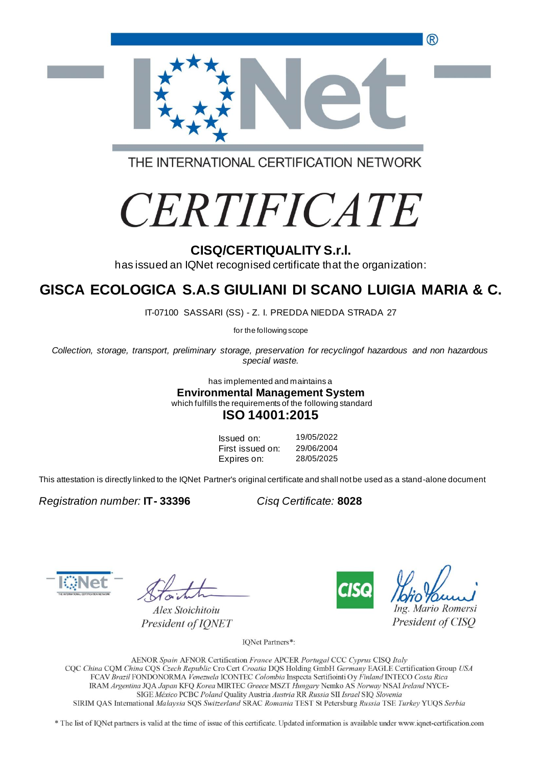THE INTERNATIONAL CERTIFICATION NETWORK

# CERTIFICATE

**CISQ/CERTIQUALITY S.r.l.**

has issued an IQNet recognised certificate that the organization:

## GISCA ECOLOGICA S.A.S GIULIANI DI SCANO LUIGIA MARIA & C.

IT-07100 SASSARI (SS) - Z. I. PREDDA NIEDDA STRADA 27

for the following scope

*Collection, storage, transport, preliminary storage, preservation for recyclingof hazardous and non hazardous special waste.*

has implemented and maintains a

**Environmental Management System**

which fulfills the requirements of the following standard

**ISO 14001:2015**

| | |
|---|---|
| Issued on: | 19/05/2022 |
| First issued on: | 29/06/2004 |
| Expires on: | 28/05/2025 |

This attestation is directly linked to the IQNet Partner's original certificate and shall not be used as a stand-alone document

*Registration number:* **IT - 33396**

*Cisq Certificate:* **8028**

*Alex Stoichitoiu*
*President of IQNET*

*Ing. Mario Romersi*
*President of CISQ*

IQNet Partners*:

AENOR *Spain* AFNOR Certification *France* APCER *Portugal* CCC *Cyprus* CISQ *Italy*
CQC *China* CQM *China* CQS *Czech Republic* Cro Cert *Croatia* DQS Holding GmbH *Germany* EAGLE Certification Group *USA*
FCAV *Brazil* FONDONORMA *Venezuela* ICONTEC *Colombia* Inspecta Sertifiointi Oy *Finland* INTECO *Costa Rica*
IRAM *Argentina* JQA *Japan* KFQ *Korea* MIRTEC *Greece* MSZT *Hungary* Nemko AS *Norway* NSAI *Ireland* NYCE-SIGE *México* PCBC *Poland* Quality Austria *Austria* RR *Russia* SII *Israel* SIQ *Slovenia*
SIRIM QAS International *Malaysia* SQS *Switzerland* SRAC *Romania* TEST St Petersburg *Russia* TSE *Turkey* YUQS *Serbia*

* The list of IQNet partners is valid at the time of issue of this certificate. Updated information is available under www.iqnet-certification.com